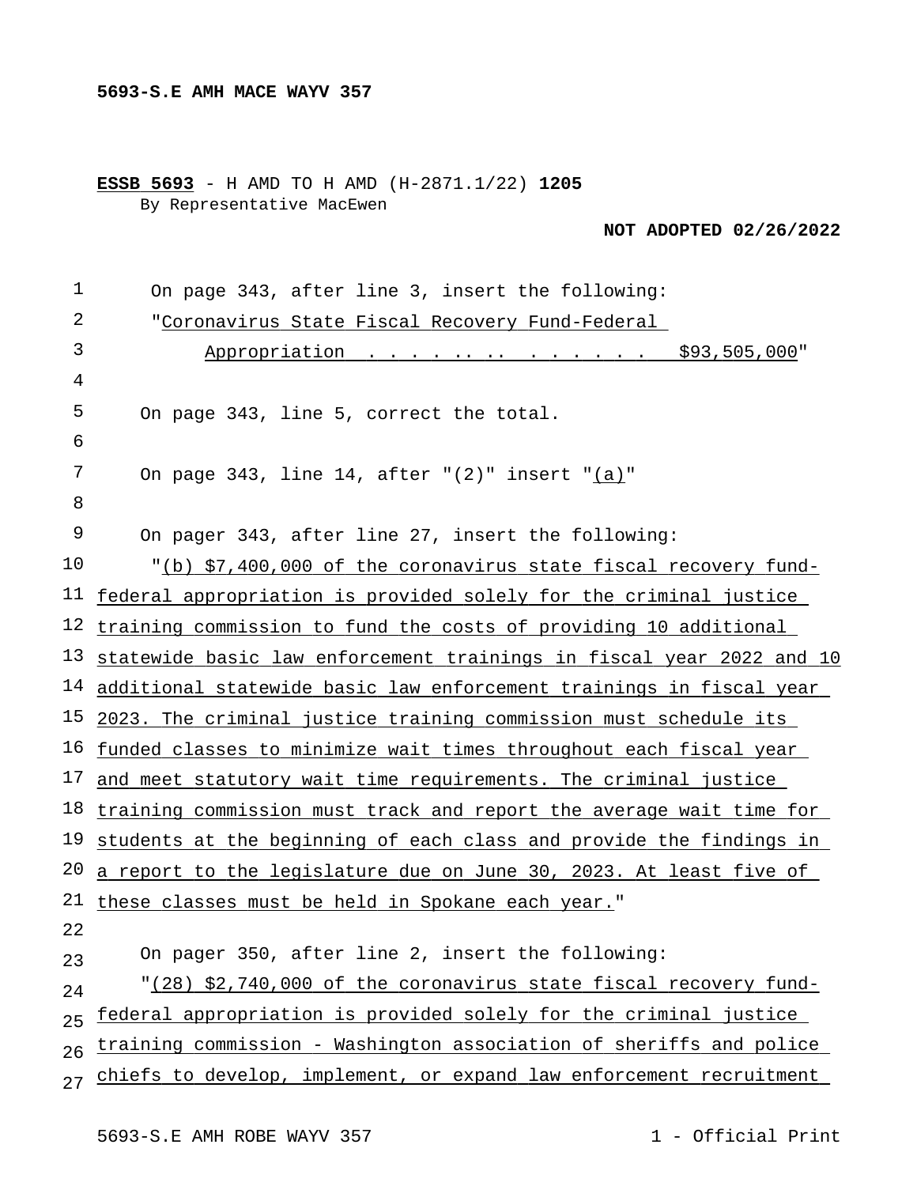**5693-S.E AMH MACE WAYV 357**

**ESSB 5693** - H AMD TO H AMD (H-2871.1/22) **1205**
By Representative MacEwen

**NOT ADOPTED 02/26/2022**

On page 343, after line 3, insert the following:

"Coronavirus State Fiscal Recovery Fund-Federal
Appropriation . . . . . . . . . . . . . . $93,505,000"

On page 343, line 5, correct the total.

On page 343, line 14, after "(2)" insert "(a)"

On pager 343, after line 27, insert the following:

"(b) $7,400,000 of the coronavirus state fiscal recovery fund-federal appropriation is provided solely for the criminal justice training commission to fund the costs of providing 10 additional statewide basic law enforcement trainings in fiscal year 2022 and 10 additional statewide basic law enforcement trainings in fiscal year 2023. The criminal justice training commission must schedule its funded classes to minimize wait times throughout each fiscal year and meet statutory wait time requirements. The criminal justice training commission must track and report the average wait time for students at the beginning of each class and provide the findings in a report to the legislature due on June 30, 2023. At least five of these classes must be held in Spokane each year."

On pager 350, after line 2, insert the following:

"(28) $2,740,000 of the coronavirus state fiscal recovery fund-federal appropriation is provided solely for the criminal justice training commission - Washington association of sheriffs and police chiefs to develop, implement, or expand law enforcement recruitment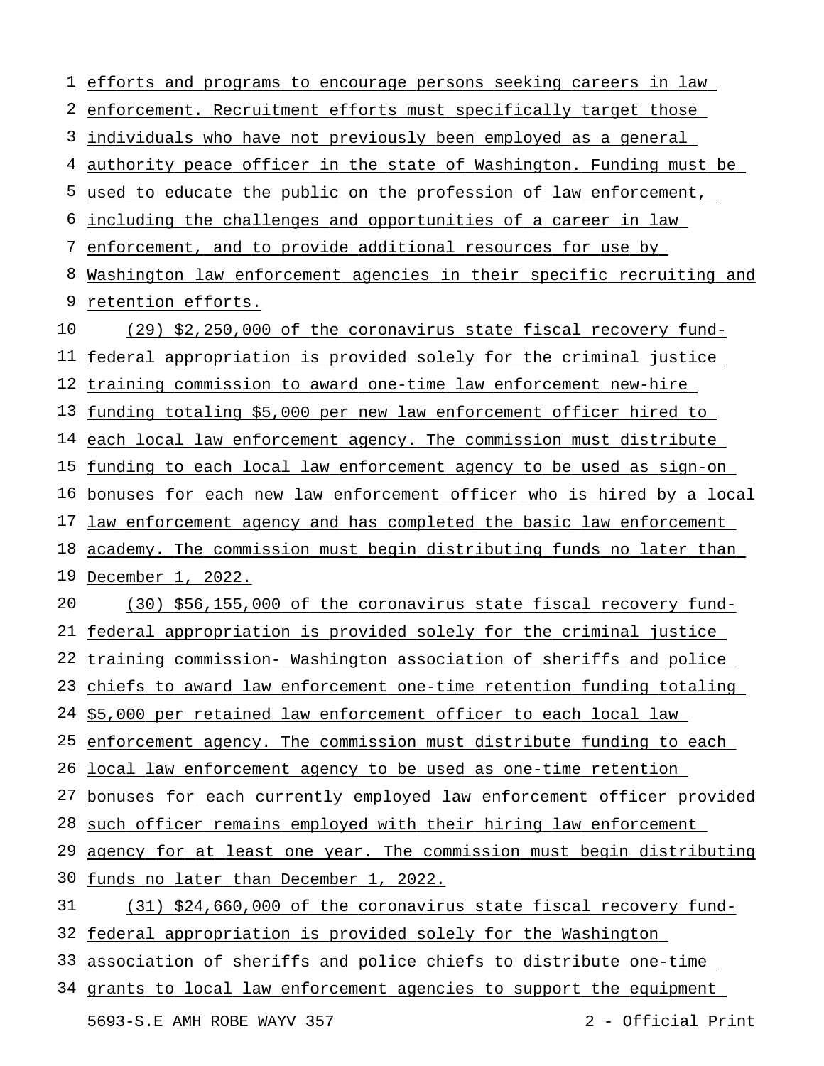efforts and programs to encourage persons seeking careers in law enforcement. Recruitment efforts must specifically target those individuals who have not previously been employed as a general authority peace officer in the state of Washington. Funding must be used to educate the public on the profession of law enforcement, including the challenges and opportunities of a career in law enforcement, and to provide additional resources for use by Washington law enforcement agencies in their specific recruiting and retention efforts.

(29) $2,250,000 of the coronavirus state fiscal recovery fund-federal appropriation is provided solely for the criminal justice training commission to award one-time law enforcement new-hire funding totaling $5,000 per new law enforcement officer hired to each local law enforcement agency. The commission must distribute funding to each local law enforcement agency to be used as sign-on bonuses for each new law enforcement officer who is hired by a local law enforcement agency and has completed the basic law enforcement academy. The commission must begin distributing funds no later than December 1, 2022.

(30) $56,155,000 of the coronavirus state fiscal recovery fund-federal appropriation is provided solely for the criminal justice training commission- Washington association of sheriffs and police chiefs to award law enforcement one-time retention funding totaling $5,000 per retained law enforcement officer to each local law enforcement agency. The commission must distribute funding to each local law enforcement agency to be used as one-time retention bonuses for each currently employed law enforcement officer provided such officer remains employed with their hiring law enforcement agency for at least one year. The commission must begin distributing funds no later than December 1, 2022.

(31) $24,660,000 of the coronavirus state fiscal recovery fund-federal appropriation is provided solely for the Washington association of sheriffs and police chiefs to distribute one-time grants to local law enforcement agencies to support the equipment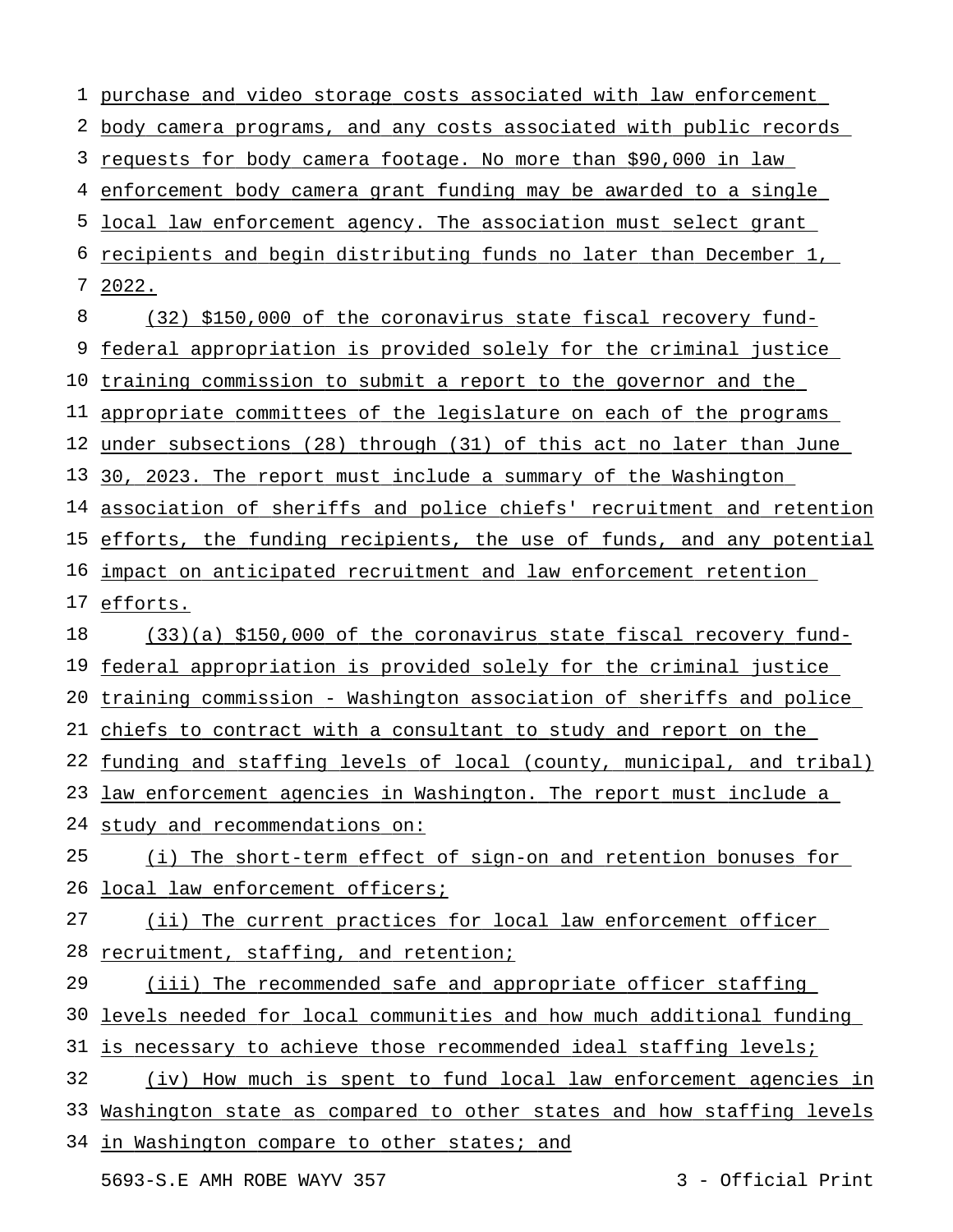purchase and video storage costs associated with law enforcement body camera programs, and any costs associated with public records requests for body camera footage. No more than $90,000 in law enforcement body camera grant funding may be awarded to a single local law enforcement agency. The association must select grant recipients and begin distributing funds no later than December 1, 2022.

(32) $150,000 of the coronavirus state fiscal recovery fund-federal appropriation is provided solely for the criminal justice training commission to submit a report to the governor and the appropriate committees of the legislature on each of the programs under subsections (28) through (31) of this act no later than June 30, 2023. The report must include a summary of the Washington association of sheriffs and police chiefs' recruitment and retention efforts, the funding recipients, the use of funds, and any potential impact on anticipated recruitment and law enforcement retention efforts.

(33)(a) $150,000 of the coronavirus state fiscal recovery fund-federal appropriation is provided solely for the criminal justice training commission - Washington association of sheriffs and police chiefs to contract with a consultant to study and report on the funding and staffing levels of local (county, municipal, and tribal) law enforcement agencies in Washington. The report must include a study and recommendations on:

(i) The short-term effect of sign-on and retention bonuses for local law enforcement officers;

(ii) The current practices for local law enforcement officer recruitment, staffing, and retention;

(iii) The recommended safe and appropriate officer staffing levels needed for local communities and how much additional funding is necessary to achieve those recommended ideal staffing levels;

(iv) How much is spent to fund local law enforcement agencies in Washington state as compared to other states and how staffing levels in Washington compare to other states; and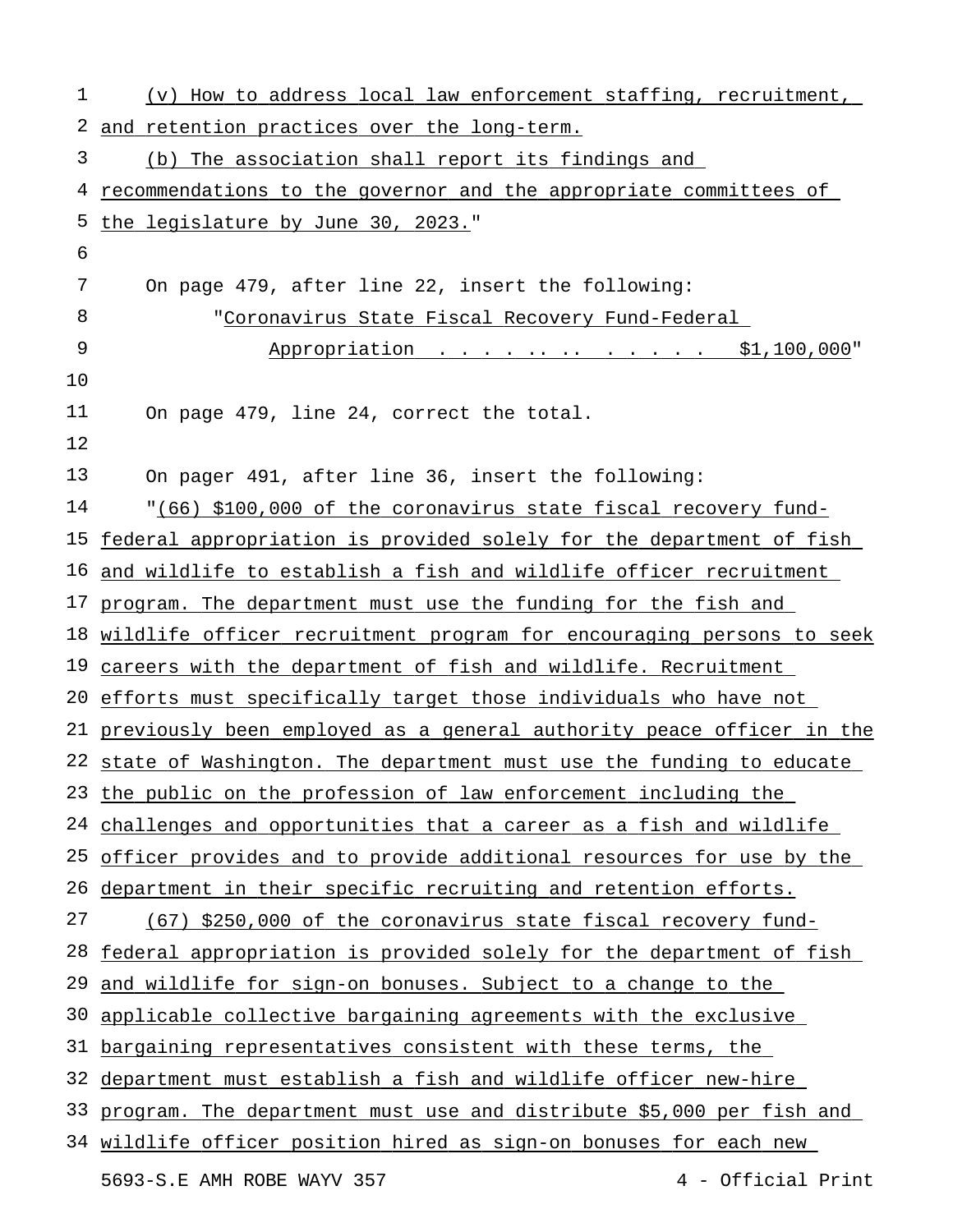(v) How to address local law enforcement staffing, recruitment, and retention practices over the long-term.

(b) The association shall report its findings and recommendations to the governor and the appropriate committees of the legislature by June 30, 2023."

On page 479, after line 22, insert the following:

"Coronavirus State Fiscal Recovery Fund-Federal Appropriation . . . . . . . . . . . . . . $1,100,000"

On page 479, line 24, correct the total.

On pager 491, after line 36, insert the following:

"(66) $100,000 of the coronavirus state fiscal recovery fund-federal appropriation is provided solely for the department of fish and wildlife to establish a fish and wildlife officer recruitment program. The department must use the funding for the fish and wildlife officer recruitment program for encouraging persons to seek careers with the department of fish and wildlife. Recruitment efforts must specifically target those individuals who have not previously been employed as a general authority peace officer in the state of Washington. The department must use the funding to educate the public on the profession of law enforcement including the challenges and opportunities that a career as a fish and wildlife officer provides and to provide additional resources for use by the department in their specific recruiting and retention efforts.

(67) $250,000 of the coronavirus state fiscal recovery fund-federal appropriation is provided solely for the department of fish and wildlife for sign-on bonuses. Subject to a change to the applicable collective bargaining agreements with the exclusive bargaining representatives consistent with these terms, the department must establish a fish and wildlife officer new-hire program. The department must use and distribute $5,000 per fish and wildlife officer position hired as sign-on bonuses for each new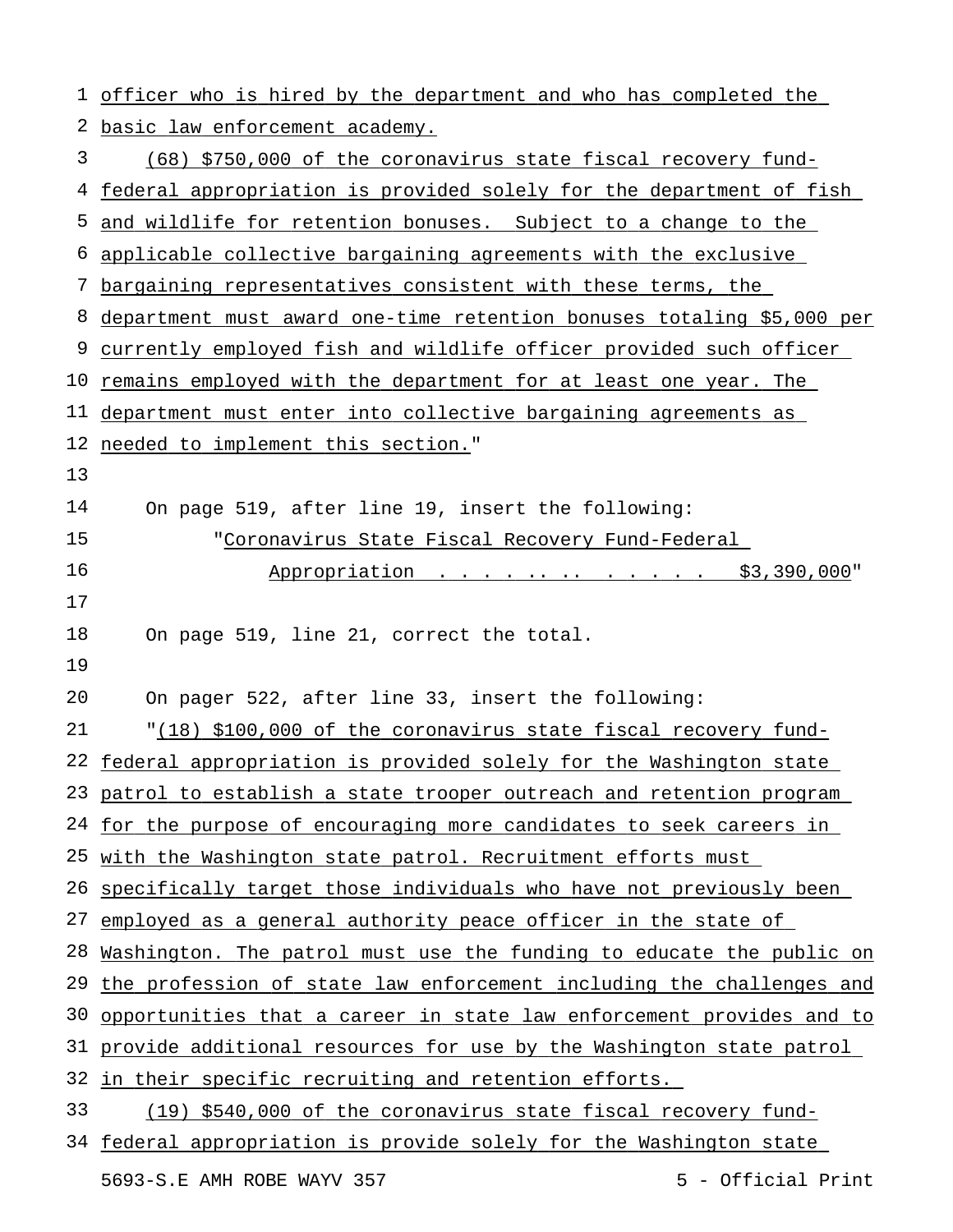officer who is hired by the department and who has completed the basic law enforcement academy.

(68) $750,000 of the coronavirus state fiscal recovery fund-federal appropriation is provided solely for the department of fish and wildlife for retention bonuses. Subject to a change to the applicable collective bargaining agreements with the exclusive bargaining representatives consistent with these terms, the department must award one-time retention bonuses totaling $5,000 per currently employed fish and wildlife officer provided such officer remains employed with the department for at least one year. The department must enter into collective bargaining agreements as needed to implement this section."

On page 519, after line 19, insert the following:

"Coronavirus State Fiscal Recovery Fund-Federal Appropriation . . . . . . . . . . . . . $3,390,000"

On page 519, line 21, correct the total.

On pager 522, after line 33, insert the following:

"(18) $100,000 of the coronavirus state fiscal recovery fund-federal appropriation is provided solely for the Washington state patrol to establish a state trooper outreach and retention program for the purpose of encouraging more candidates to seek careers in with the Washington state patrol. Recruitment efforts must specifically target those individuals who have not previously been employed as a general authority peace officer in the state of Washington. The patrol must use the funding to educate the public on the profession of state law enforcement including the challenges and opportunities that a career in state law enforcement provides and to provide additional resources for use by the Washington state patrol in their specific recruiting and retention efforts.

(19) $540,000 of the coronavirus state fiscal recovery fund-federal appropriation is provide solely for the Washington state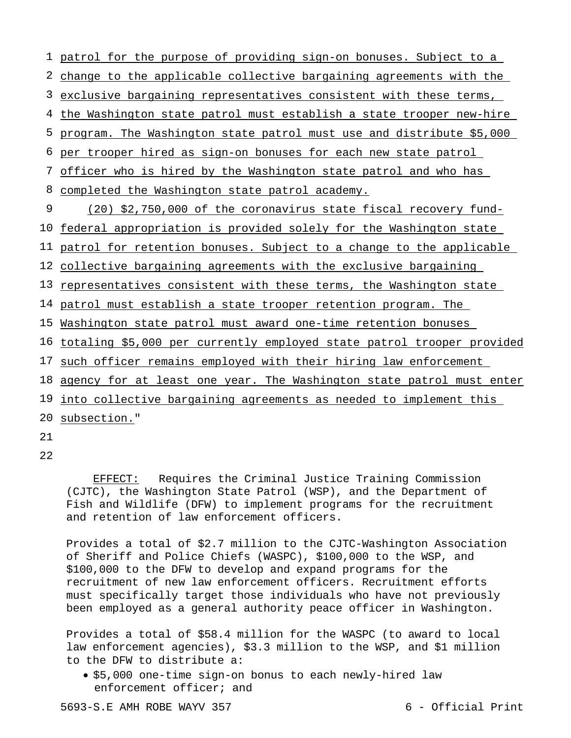patrol for the purpose of providing sign-on bonuses. Subject to a change to the applicable collective bargaining agreements with the exclusive bargaining representatives consistent with these terms, the Washington state patrol must establish a state trooper new-hire program. The Washington state patrol must use and distribute $5,000 per trooper hired as sign-on bonuses for each new state patrol officer who is hired by the Washington state patrol and who has completed the Washington state patrol academy.

(20) $2,750,000 of the coronavirus state fiscal recovery fund-federal appropriation is provided solely for the Washington state patrol for retention bonuses. Subject to a change to the applicable collective bargaining agreements with the exclusive bargaining representatives consistent with these terms, the Washington state patrol must establish a state trooper retention program. The Washington state patrol must award one-time retention bonuses totaling $5,000 per currently employed state patrol trooper provided such officer remains employed with their hiring law enforcement agency for at least one year. The Washington state patrol must enter into collective bargaining agreements as needed to implement this subsection."

EFFECT: Requires the Criminal Justice Training Commission (CJTC), the Washington State Patrol (WSP), and the Department of Fish and Wildlife (DFW) to implement programs for the recruitment and retention of law enforcement officers.

Provides a total of $2.7 million to the CJTC-Washington Association of Sheriff and Police Chiefs (WASPC), $100,000 to the WSP, and $100,000 to the DFW to develop and expand programs for the recruitment of new law enforcement officers. Recruitment efforts must specifically target those individuals who have not previously been employed as a general authority peace officer in Washington.

Provides a total of $58.4 million for the WASPC (to award to local law enforcement agencies), $3.3 million to the WSP, and $1 million to the DFW to distribute a:

- $5,000 one-time sign-on bonus to each newly-hired law enforcement officer; and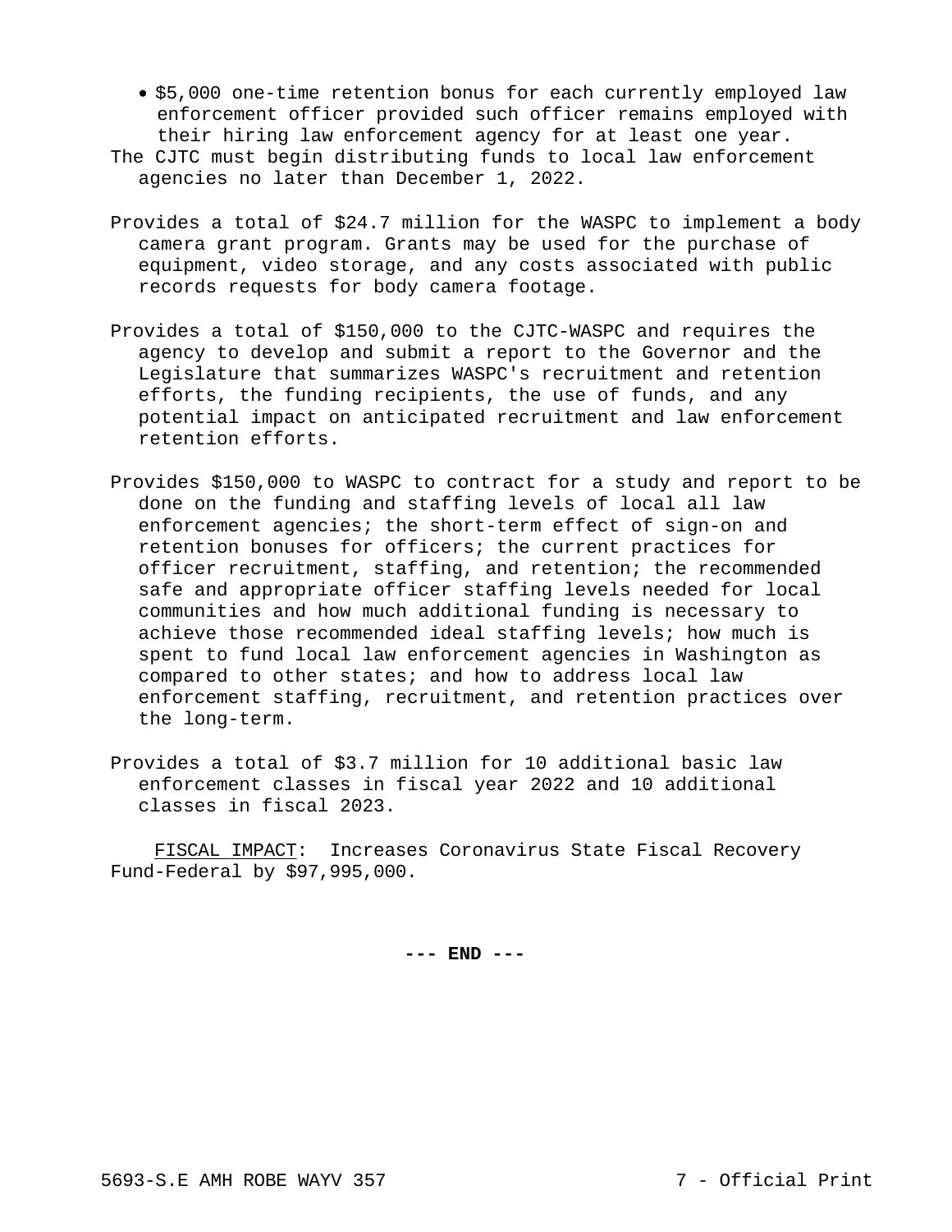- $5,000 one-time retention bonus for each currently employed law enforcement officer provided such officer remains employed with their hiring law enforcement agency for at least one year.

The CJTC must begin distributing funds to local law enforcement agencies no later than December 1, 2022.

Provides a total of $24.7 million for the WASPC to implement a body camera grant program. Grants may be used for the purchase of equipment, video storage, and any costs associated with public records requests for body camera footage.

Provides a total of $150,000 to the CJTC-WASPC and requires the agency to develop and submit a report to the Governor and the Legislature that summarizes WASPC's recruitment and retention efforts, the funding recipients, the use of funds, and any potential impact on anticipated recruitment and law enforcement retention efforts.

Provides $150,000 to WASPC to contract for a study and report to be done on the funding and staffing levels of local all law enforcement agencies; the short-term effect of sign-on and retention bonuses for officers; the current practices for officer recruitment, staffing, and retention; the recommended safe and appropriate officer staffing levels needed for local communities and how much additional funding is necessary to achieve those recommended ideal staffing levels; how much is spent to fund local law enforcement agencies in Washington as compared to other states; and how to address local law enforcement staffing, recruitment, and retention practices over the long-term.

Provides a total of $3.7 million for 10 additional basic law enforcement classes in fiscal year 2022 and 10 additional classes in fiscal 2023.

FISCAL IMPACT: Increases Coronavirus State Fiscal Recovery Fund-Federal by $97,995,000.

**--- END ---**